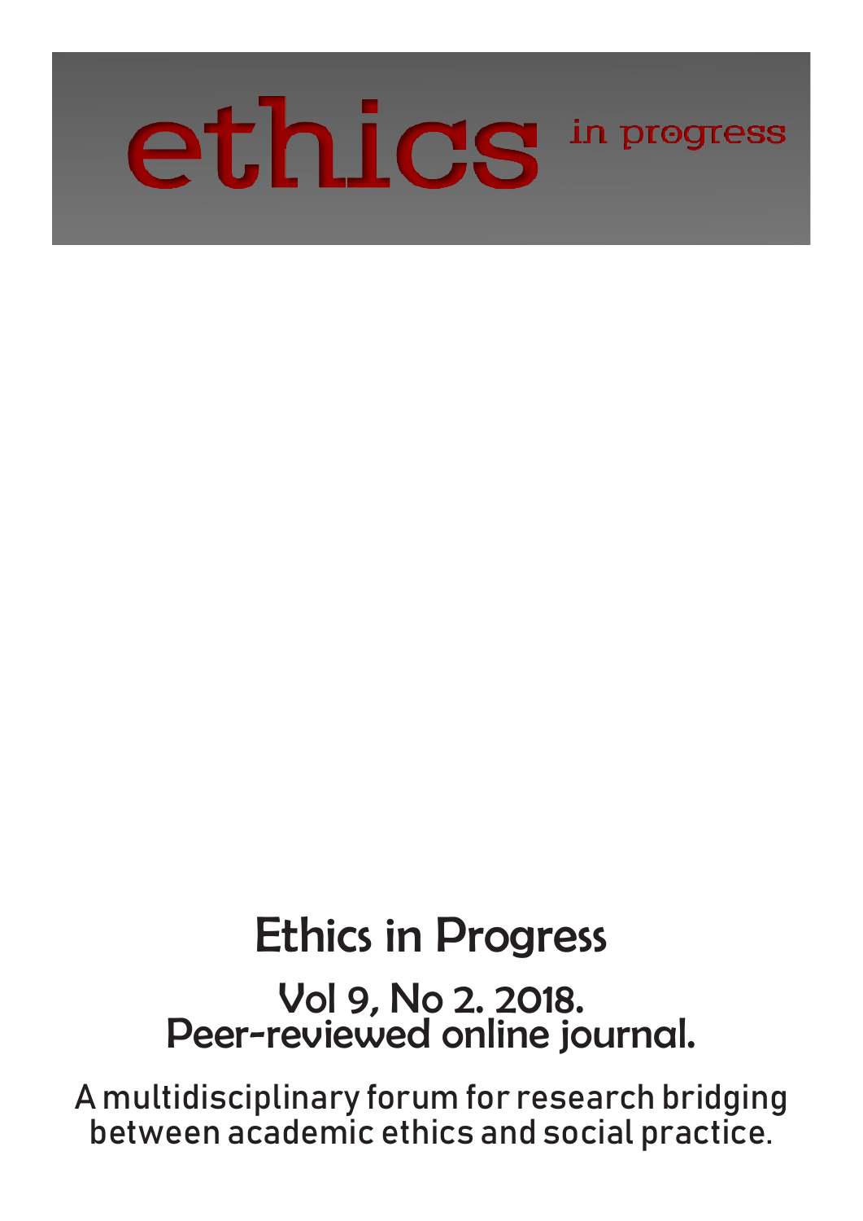# ethics in progress

## Ethics in Progress

### Vol 9, No 2. 2018.
### Peer-reviewed online journal.

A multidisciplinary forum for research bridging between academic ethics and social practice.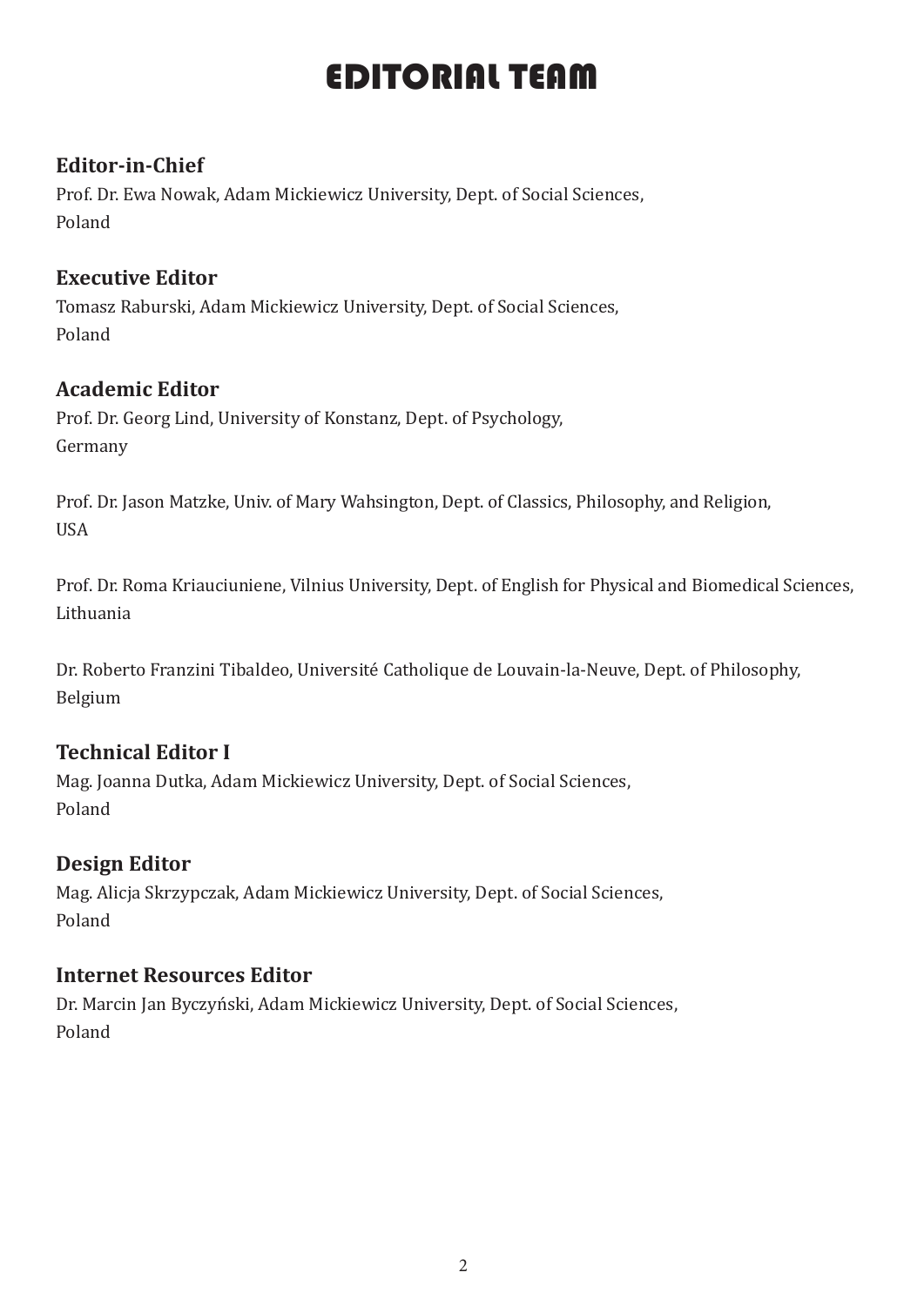# EDITORIAL TEAM

## Editor-in-Chief

Prof. Dr. Ewa Nowak, Adam Mickiewicz University, Dept. of Social Sciences,
Poland

## Executive Editor

Tomasz Raburski, Adam Mickiewicz University, Dept. of Social Sciences,
Poland

## Academic Editor

Prof. Dr. Georg Lind, University of Konstanz, Dept. of Psychology,
Germany

Prof. Dr. Jason Matzke, Univ. of Mary Wahsington, Dept. of Classics, Philosophy, and Religion,
USA

Prof. Dr. Roma Kriauciuniene, Vilnius University, Dept. of English for Physical and Biomedical Sciences,
Lithuania

Dr. Roberto Franzini Tibaldeo, Université Catholique de Louvain-la-Neuve, Dept. of Philosophy,
Belgium

## Technical Editor I

Mag. Joanna Dutka, Adam Mickiewicz University, Dept. of Social Sciences,
Poland

## Design Editor

Mag. Alicja Skrzypczak, Adam Mickiewicz University, Dept. of Social Sciences,
Poland

## Internet Resources Editor

Dr. Marcin Jan Byczyński, Adam Mickiewicz University, Dept. of Social Sciences,
Poland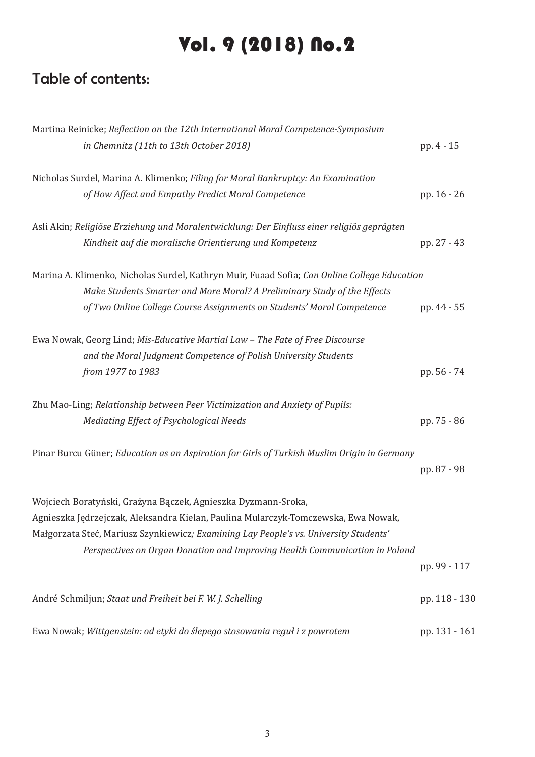# Vol. 9 (2018) No.2

## Table of contents:

Martina Reinicke; *Reflection on the 12th International Moral Competence-Symposium in Chemnitz (11th to 13th October 2018)* — pp. 4 - 15

Nicholas Surdel, Marina A. Klimenko; *Filing for Moral Bankruptcy: An Examination of How Affect and Empathy Predict Moral Competence* — pp. 16 - 26

Asli Akin; *Religiöse Erziehung und Moralentwicklung: Der Einfluss einer religiös geprägten Kindheit auf die moralische Orientierung und Kompetenz* — pp. 27 - 43

Marina A. Klimenko, Nicholas Surdel, Kathryn Muir, Fuaad Sofia; *Can Online College Education Make Students Smarter and More Moral? A Preliminary Study of the Effects of Two Online College Course Assignments on Students' Moral Competence* — pp. 44 - 55

Ewa Nowak, Georg Lind; *Mis-Educative Martial Law – The Fate of Free Discourse and the Moral Judgment Competence of Polish University Students from 1977 to 1983* — pp. 56 - 74

Zhu Mao-Ling; *Relationship between Peer Victimization and Anxiety of Pupils: Mediating Effect of Psychological Needs* — pp. 75 - 86

Pinar Burcu Güner; *Education as an Aspiration for Girls of Turkish Muslim Origin in Germany* — pp. 87 - 98

Wojciech Boratyński, Grażyna Bączek, Agnieszka Dyzmann-Sroka, Agnieszka Jędrzejczak, Aleksandra Kielan, Paulina Mularczyk-Tomczewska, Ewa Nowak, Małgorzata Steć, Mariusz Szynkiewicz; *Examining Lay People's vs. University Students' Perspectives on Organ Donation and Improving Health Communication in Poland* — pp. 99 - 117

André Schmiljun; *Staat und Freiheit bei F. W. J. Schelling* — pp. 118 - 130

Ewa Nowak; *Wittgenstein: od etyki do ślepego stosowania reguł i z powrotem* — pp. 131 - 161